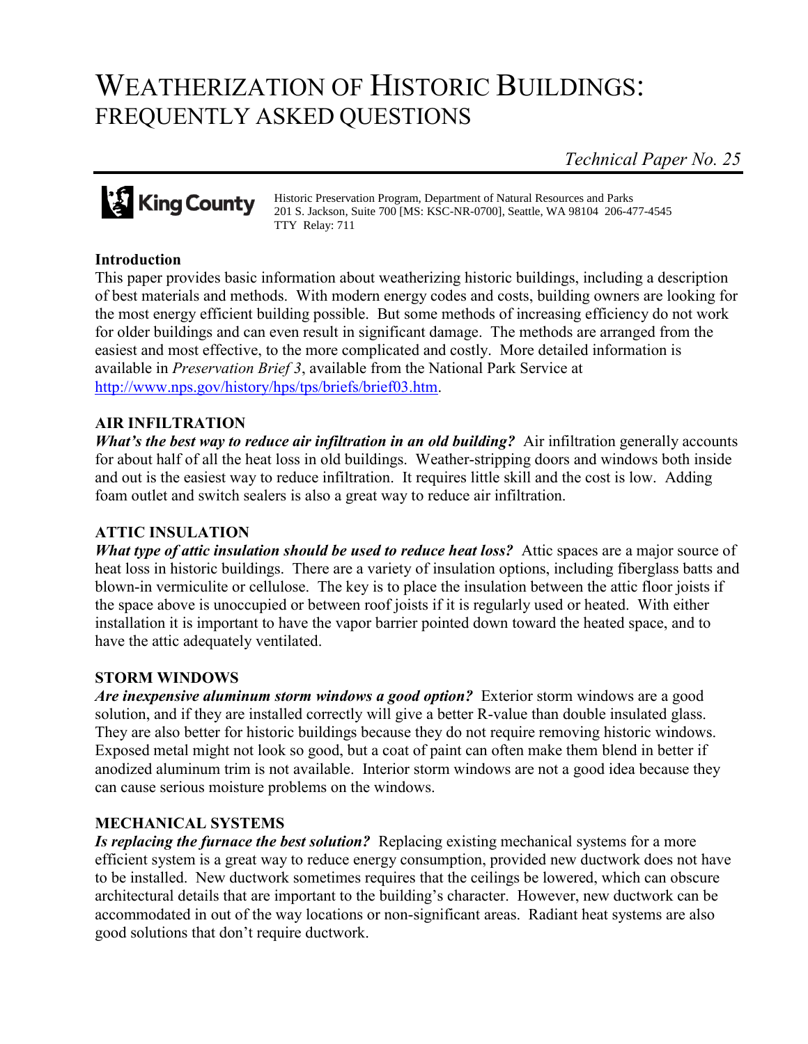# WEATHERIZATION OF HISTORIC BUILDINGS: FREQUENTLY ASKED QUESTIONS

*Technical Paper No. 25*

King County

Historic Preservation Program, Department of Natural Resources and Parks
201 S. Jackson, Suite 700 [MS: KSC-NR-0700], Seattle, WA 98104 206-477-4545
TTY Relay: 711

**Introduction**

This paper provides basic information about weatherizing historic buildings, including a description of best materials and methods. With modern energy codes and costs, building owners are looking for the most energy efficient building possible. But some methods of increasing efficiency do not work for older buildings and can even result in significant damage. The methods are arranged from the easiest and most effective, to the more complicated and costly. More detailed information is available in *Preservation Brief 3*, available from the National Park Service at http://www.nps.gov/history/hps/tps/briefs/brief03.htm.

**AIR INFILTRATION**

***What's the best way to reduce air infiltration in an old building?*** Air infiltration generally accounts for about half of all the heat loss in old buildings. Weather-stripping doors and windows both inside and out is the easiest way to reduce infiltration. It requires little skill and the cost is low. Adding foam outlet and switch sealers is also a great way to reduce air infiltration.

**ATTIC INSULATION**

***What type of attic insulation should be used to reduce heat loss?*** Attic spaces are a major source of heat loss in historic buildings. There are a variety of insulation options, including fiberglass batts and blown-in vermiculite or cellulose. The key is to place the insulation between the attic floor joists if the space above is unoccupied or between roof joists if it is regularly used or heated. With either installation it is important to have the vapor barrier pointed down toward the heated space, and to have the attic adequately ventilated.

**STORM WINDOWS**

***Are inexpensive aluminum storm windows a good option?*** Exterior storm windows are a good solution, and if they are installed correctly will give a better R-value than double insulated glass. They are also better for historic buildings because they do not require removing historic windows. Exposed metal might not look so good, but a coat of paint can often make them blend in better if anodized aluminum trim is not available. Interior storm windows are not a good idea because they can cause serious moisture problems on the windows.

**MECHANICAL SYSTEMS**

***Is replacing the furnace the best solution?*** Replacing existing mechanical systems for a more efficient system is a great way to reduce energy consumption, provided new ductwork does not have to be installed. New ductwork sometimes requires that the ceilings be lowered, which can obscure architectural details that are important to the building's character. However, new ductwork can be accommodated in out of the way locations or non-significant areas. Radiant heat systems are also good solutions that don't require ductwork.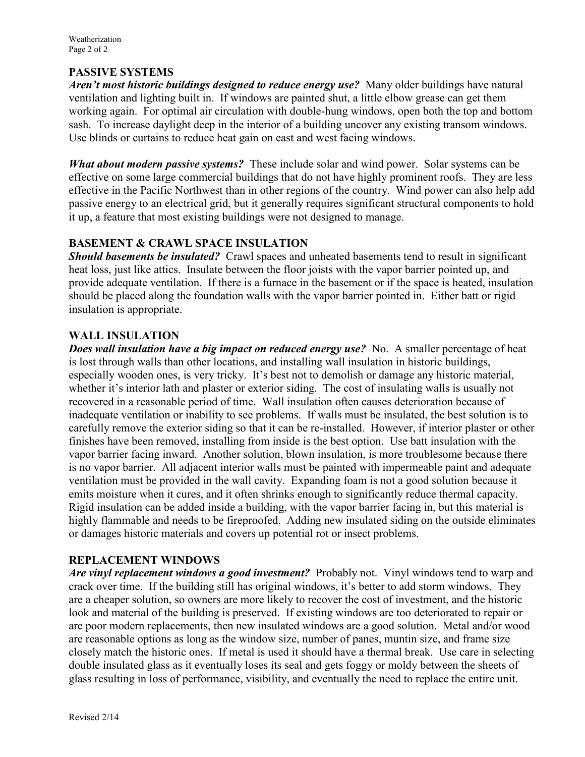## PASSIVE SYSTEMS

***Aren't most historic buildings designed to reduce energy use?*** Many older buildings have natural ventilation and lighting built in. If windows are painted shut, a little elbow grease can get them working again. For optimal air circulation with double-hung windows, open both the top and bottom sash. To increase daylight deep in the interior of a building uncover any existing transom windows. Use blinds or curtains to reduce heat gain on east and west facing windows.

***What about modern passive systems?*** These include solar and wind power. Solar systems can be effective on some large commercial buildings that do not have highly prominent roofs. They are less effective in the Pacific Northwest than in other regions of the country. Wind power can also help add passive energy to an electrical grid, but it generally requires significant structural components to hold it up, a feature that most existing buildings were not designed to manage.

## BASEMENT & CRAWL SPACE INSULATION

***Should basements be insulated?*** Crawl spaces and unheated basements tend to result in significant heat loss, just like attics. Insulate between the floor joists with the vapor barrier pointed up, and provide adequate ventilation. If there is a furnace in the basement or if the space is heated, insulation should be placed along the foundation walls with the vapor barrier pointed in. Either batt or rigid insulation is appropriate.

## WALL INSULATION

***Does wall insulation have a big impact on reduced energy use?*** No. A smaller percentage of heat is lost through walls than other locations, and installing wall insulation in historic buildings, especially wooden ones, is very tricky. It's best not to demolish or damage any historic material, whether it's interior lath and plaster or exterior siding. The cost of insulating walls is usually not recovered in a reasonable period of time. Wall insulation often causes deterioration because of inadequate ventilation or inability to see problems. If walls must be insulated, the best solution is to carefully remove the exterior siding so that it can be re-installed. However, if interior plaster or other finishes have been removed, installing from inside is the best option. Use batt insulation with the vapor barrier facing inward. Another solution, blown insulation, is more troublesome because there is no vapor barrier. All adjacent interior walls must be painted with impermeable paint and adequate ventilation must be provided in the wall cavity. Expanding foam is not a good solution because it emits moisture when it cures, and it often shrinks enough to significantly reduce thermal capacity. Rigid insulation can be added inside a building, with the vapor barrier facing in, but this material is highly flammable and needs to be fireproofed. Adding new insulated siding on the outside eliminates or damages historic materials and covers up potential rot or insect problems.

## REPLACEMENT WINDOWS

***Are vinyl replacement windows a good investment?*** Probably not. Vinyl windows tend to warp and crack over time. If the building still has original windows, it's better to add storm windows. They are a cheaper solution, so owners are more likely to recover the cost of investment, and the historic look and material of the building is preserved. If existing windows are too deteriorated to repair or are poor modern replacements, then new insulated windows are a good solution. Metal and/or wood are reasonable options as long as the window size, number of panes, muntin size, and frame size closely match the historic ones. If metal is used it should have a thermal break. Use care in selecting double insulated glass as it eventually loses its seal and gets foggy or moldy between the sheets of glass resulting in loss of performance, visibility, and eventually the need to replace the entire unit.

Revised 2/14